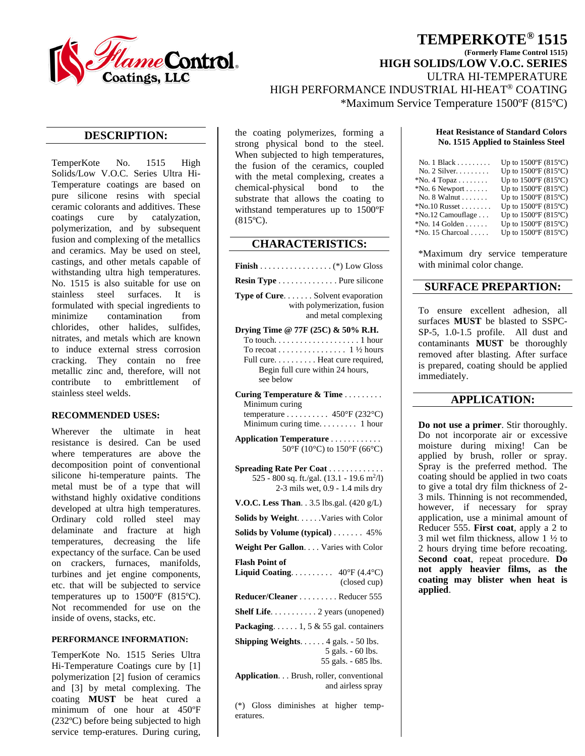Flame Control Coatings, LLC

# TEMPERKOTE® 1515

**(Formerly Flame Control 1515)**

**HIGH SOLIDS/LOW V.O.C. SERIES**

ULTRA HI-TEMPERATURE

HIGH PERFORMANCE INDUSTRIAL HI-HEAT® COATING

*Maximum Service Temperature 1500ºF (815ºC)

## DESCRIPTION:

TemperKote No. 1515 High Solids/Low V.O.C. Series Ultra Hi-Temperature coatings are based on pure silicone resins with special ceramic colorants and additives. These coatings cure by catalyzation, polymerization, and by subsequent fusion and complexing of the metallics and ceramics. May be used on steel, castings, and other metals capable of withstanding ultra high temperatures. No. 1515 is also suitable for use on stainless steel surfaces. It is formulated with special ingredients to minimize contamination from chlorides, other halides, sulfides, nitrates, and metals which are known to induce external stress corrosion cracking. They contain no free metallic zinc and, therefore, will not contribute to embrittlement of stainless steel welds.

### RECOMMENDED USES:

Wherever the ultimate in heat resistance is desired. Can be used where temperatures are above the decomposition point of conventional silicone hi-temperature paints. The metal must be of a type that will withstand highly oxidative conditions developed at ultra high temperatures. Ordinary cold rolled steel may delaminate and fracture at high temperatures, decreasing the life expectancy of the surface. Can be used on crackers, furnaces, manifolds, turbines and jet engine components, etc. that will be subjected to service temperatures up to 1500ºF (815ºC). Not recommended for use on the inside of ovens, stacks, etc.

### PERFORMANCE INFORMATION:

TemperKote No. 1515 Series Ultra Hi-Temperature Coatings cure by [1] polymerization [2] fusion of ceramics and [3] by metal complexing. The coating **MUST** be heat cured a minimum of one hour at 450ºF (232ºC) before being subjected to high service temp-eratures. During curing, the coating polymerizes, forming a strong physical bond to the steel. When subjected to high temperatures, the fusion of the ceramics, coupled with the metal complexing, creates a chemical-physical bond to the substrate that allows the coating to withstand temperatures up to 1500ºF (815ºC).

## CHARACTERISTICS:

**Finish** . . . . . . . . . . . . . . . . . (*) Low Gloss

**Resin Type** . . . . . . . . . . . . . . Pure silicone

**Type of Cure**. . . . . . . Solvent evaporation with polymerization, fusion and metal complexing

**Drying Time @ 77F (25C) & 50% R.H.**
To touch. . . . . . . . . . . . . . . . . . . . 1 hour
To recoat . . . . . . . . . . . . . . . . 1 ½ hours
Full cure. . . . . . . . . . Heat cure required, Begin full cure within 24 hours, see below

**Curing Temperature & Time** . . . . . . . . .
Minimum curing temperature . . . . . . . . . . 450°F (232°C)
Minimum curing time. . . . . . . . . 1 hour

**Application Temperature** . . . . . . . . . . . .
50°F (10°C) to 150°F (66°C)

**Spreading Rate Per Coat** . . . . . . . . . . . . .
525 - 800 sq. ft./gal. (13.1 - 19.6 $m^2$/l)
2-3 mils wet, 0.9 - 1.4 mils dry

**V.O.C. Less Than**. . 3.5 lbs.gal. (420 g/L)

**Solids by Weight**. . . . . .Varies with Color

**Solids by Volume (typical)** . . . . . . . 45%

**Weight Per Gallon**. . . . Varies with Color

**Flash Point of Liquid Coating**. . . . . . . . . . 40°F (4.4°C) (closed cup)

**Reducer/Cleaner** . . . . . . . . . Reducer 555

**Shelf Life**. . . . . . . . . . . 2 years (unopened)

**Packaging**. . . . . . 1, 5 & 55 gal. containers

**Shipping Weights**. . . . . . 4 gals. - 50 lbs.
5 gals. - 60 lbs.
55 gals. - 685 lbs.

**Application**. . . Brush, roller, conventional and airless spray

(*) Gloss diminishes at higher temp-eratures.

**Heat Resistance of Standard Colors No. 1515 Applied to Stainless Steel**

| | |
|---|---|
| No. 1 Black | Up to 1500ºF (815ºC) |
| No. 2 Silver | Up to 1500ºF (815ºC) |
| *No. 4 Topaz | Up to 1500ºF (815ºC) |
| *No. 6 Newport | Up to 1500ºF (815ºC) |
| No. 8 Walnut | Up to 1500ºF (815ºC) |
| *No.10 Russet | Up to 1500ºF (815ºC) |
| *No.12 Camouflage | Up to 1500ºF (815ºC) |
| *No. 14 Golden | Up to 1500ºF (815ºC) |
| *No. 15 Charcoal | Up to 1500ºF (815ºC) |

*Maximum dry service temperature with minimal color change.

## SURFACE PREPARTION:

To ensure excellent adhesion, all surfaces **MUST** be blasted to SSPC-SP-5, 1.0-1.5 profile. All dust and contaminants **MUST** be thoroughly removed after blasting. After surface is prepared, coating should be applied immediately.

## APPLICATION:

**Do not use a primer**. Stir thoroughly. Do not incorporate air or excessive moisture during mixing! Can be applied by brush, roller or spray. Spray is the preferred method. The coating should be applied in two coats to give a total dry film thickness of 2-3 mils. Thinning is not recommended, however, if necessary for spray application, use a minimal amount of Reducer 555. **First coat**, apply a 2 to 3 mil wet film thickness, allow 1 ½ to 2 hours drying time before recoating. **Second coat**, repeat procedure. **Do not apply heavier films, as the coating may blister when heat is applied**.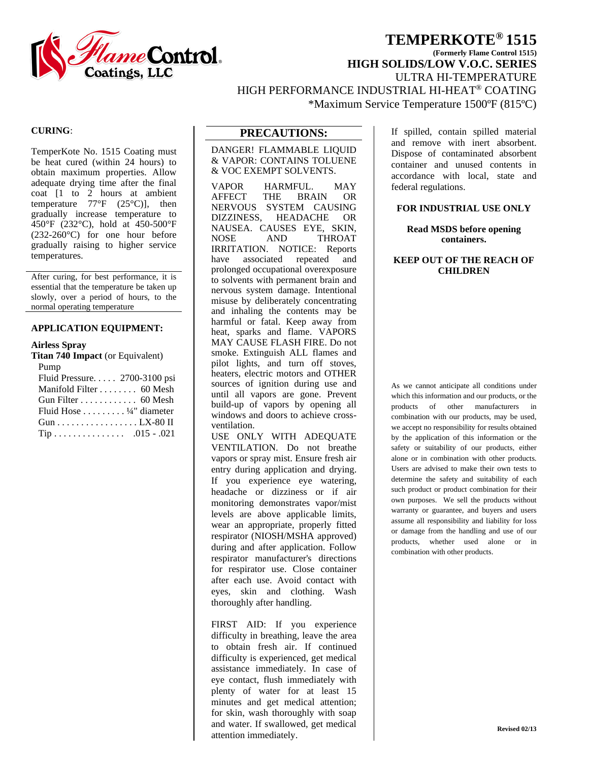# TEMPERKOTE® 1515

**(Formerly Flame Control 1515)**

**HIGH SOLIDS/LOW V.O.C. SERIES**

ULTRA HI-TEMPERATURE

HIGH PERFORMANCE INDUSTRIAL HI-HEAT® COATING

*Maximum Service Temperature 1500ºF (815ºC)

**CURING**:

TemperKote No. 1515 Coating must be heat cured (within 24 hours) to obtain maximum properties. Allow adequate drying time after the final coat [1 to 2 hours at ambient temperature 77°F (25°C)], then gradually increase temperature to 450°F (232°C), hold at 450-500°F (232-260°C) for one hour before gradually raising to higher service temperatures.

After curing, for best performance, it is essential that the temperature be taken up slowly, over a period of hours, to the normal operating temperature

**APPLICATION EQUIPMENT:**

**Airless Spray**

**Titan 740 Impact** (or Equivalent) Pump

| | |
|---|---|
| Fluid Pressure | 2700-3100 psi |
| Manifold Filter | 60 Mesh |
| Gun Filter | 60 Mesh |
| Fluid Hose | ¼" diameter |
| Gun | LX-80 II |
| Tip | .015 - .021 |

## PRECAUTIONS:

DANGER! FLAMMABLE LIQUID & VAPOR: CONTAINS TOLUENE & VOC EXEMPT SOLVENTS.

VAPOR HARMFUL. MAY AFFECT THE BRAIN OR NERVOUS SYSTEM CAUSING DIZZINESS, HEADACHE OR NAUSEA. CAUSES EYE, SKIN, NOSE AND THROAT IRRITATION. NOTICE: Reports have associated repeated and prolonged occupational overexposure to solvents with permanent brain and nervous system damage. Intentional misuse by deliberately concentrating and inhaling the contents may be harmful or fatal. Keep away from heat, sparks and flame. VAPORS MAY CAUSE FLASH FIRE. Do not smoke. Extinguish ALL flames and pilot lights, and turn off stoves, heaters, electric motors and OTHER sources of ignition during use and until all vapors are gone. Prevent build-up of vapors by opening all windows and doors to achieve cross-ventilation.

USE ONLY WITH ADEQUATE VENTILATION. Do not breathe vapors or spray mist. Ensure fresh air entry during application and drying. If you experience eye watering, headache or dizziness or if air monitoring demonstrates vapor/mist levels are above applicable limits, wear an appropriate, properly fitted respirator (NIOSH/MSHA approved) during and after application. Follow respirator manufacturer's directions for respirator use. Close container after each use. Avoid contact with eyes, skin and clothing. Wash thoroughly after handling.

FIRST AID: If you experience difficulty in breathing, leave the area to obtain fresh air. If continued difficulty is experienced, get medical assistance immediately. In case of eye contact, flush immediately with plenty of water for at least 15 minutes and get medical attention; for skin, wash thoroughly with soap and water. If swallowed, get medical attention immediately.

If spilled, contain spilled material and remove with inert absorbent. Dispose of contaminated absorbent container and unused contents in accordance with local, state and federal regulations.

**FOR INDUSTRIAL USE ONLY**

**Read MSDS before opening containers.**

**KEEP OUT OF THE REACH OF CHILDREN**

As we cannot anticipate all conditions under which this information and our products, or the products of other manufacturers in combination with our products, may be used, we accept no responsibility for results obtained by the application of this information or the safety or suitability of our products, either alone or in combination with other products. Users are advised to make their own tests to determine the safety and suitability of each such product or product combination for their own purposes. We sell the products without warranty or guarantee, and buyers and users assume all responsibility and liability for loss or damage from the handling and use of our products, whether used alone or in combination with other products.

**Revised 02/13**